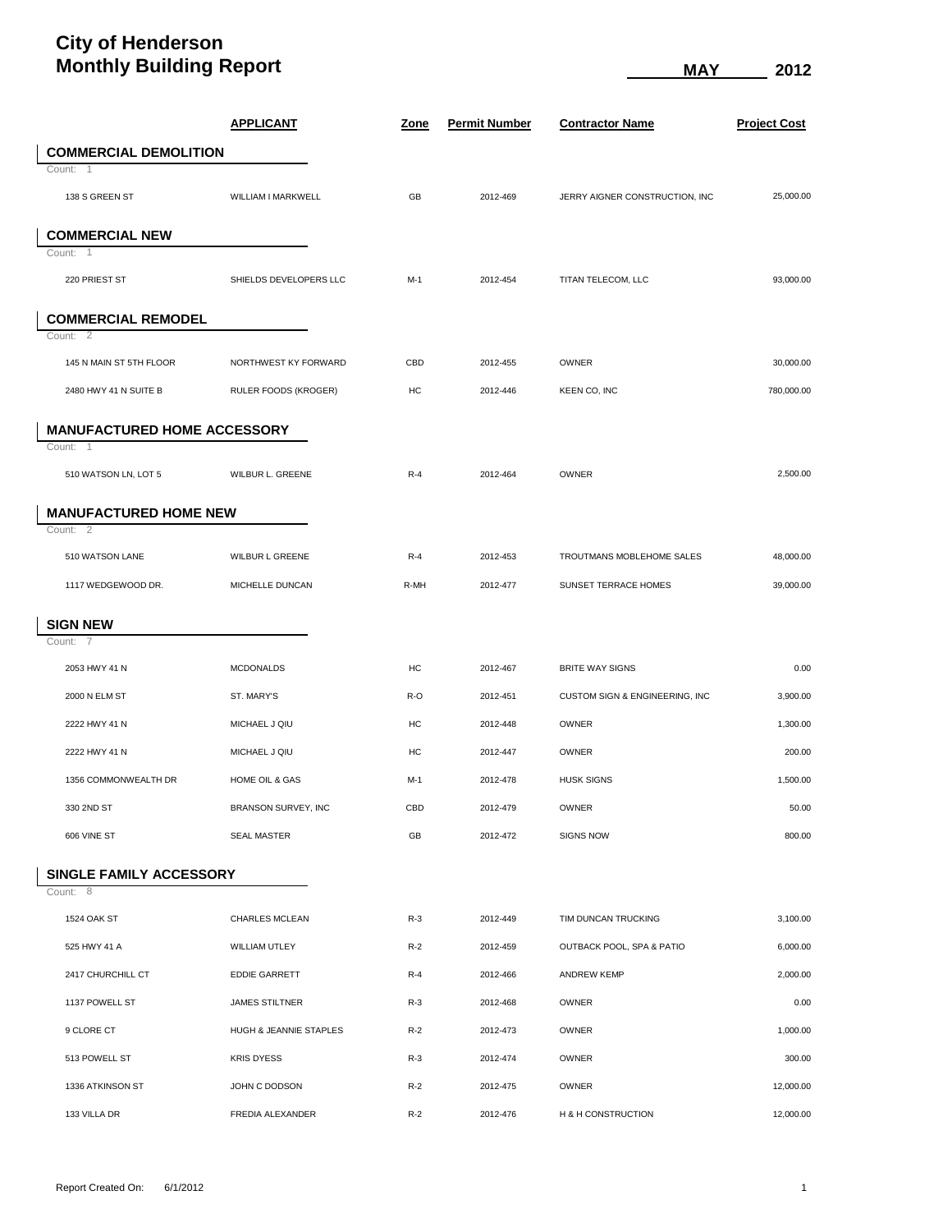# City of Henderson
# Monthly Building Report

**MAY 2012**

| | APPLICANT | Zone | Permit Number | Contractor Name | Project Cost |
|---|---|---|---|---|---|
| **COMMERCIAL DEMOLITION** | | | | | |
| Count: 1 | | | | | |
| 138 S GREEN ST | WILLIAM I MARKWELL | GB | 2012-469 | JERRY AIGNER CONSTRUCTION, INC | 25,000.00 |
| **COMMERCIAL NEW** | | | | | |
| Count: 1 | | | | | |
| 220 PRIEST ST | SHIELDS DEVELOPERS LLC | M-1 | 2012-454 | TITAN TELECOM, LLC | 93,000.00 |
| **COMMERCIAL REMODEL** | | | | | |
| Count: 2 | | | | | |
| 145 N MAIN ST 5TH FLOOR | NORTHWEST KY FORWARD | CBD | 2012-455 | OWNER | 30,000.00 |
| 2480 HWY 41 N SUITE B | RULER FOODS (KROGER) | HC | 2012-446 | KEEN CO, INC | 780,000.00 |
| **MANUFACTURED HOME ACCESSORY** | | | | | |
| Count: 1 | | | | | |
| 510 WATSON LN, LOT 5 | WILBUR L. GREENE | R-4 | 2012-464 | OWNER | 2,500.00 |
| **MANUFACTURED HOME NEW** | | | | | |
| Count: 2 | | | | | |
| 510 WATSON LANE | WILBUR L GREENE | R-4 | 2012-453 | TROUTMANS MOBLEHOME SALES | 48,000.00 |
| 1117 WEDGEWOOD DR. | MICHELLE DUNCAN | R-MH | 2012-477 | SUNSET TERRACE HOMES | 39,000.00 |
| **SIGN NEW** | | | | | |
| Count: 7 | | | | | |
| 2053 HWY 41 N | MCDONALDS | HC | 2012-467 | BRITE WAY SIGNS | 0.00 |
| 2000 N ELM ST | ST. MARY'S | R-O | 2012-451 | CUSTOM SIGN & ENGINEERING, INC | 3,900.00 |
| 2222 HWY 41 N | MICHAEL J QIU | HC | 2012-448 | OWNER | 1,300.00 |
| 2222 HWY 41 N | MICHAEL J QIU | HC | 2012-447 | OWNER | 200.00 |
| 1356 COMMONWEALTH DR | HOME OIL & GAS | M-1 | 2012-478 | HUSK SIGNS | 1,500.00 |
| 330 2ND ST | BRANSON SURVEY, INC | CBD | 2012-479 | OWNER | 50.00 |
| 606 VINE ST | SEAL MASTER | GB | 2012-472 | SIGNS NOW | 800.00 |
| **SINGLE FAMILY ACCESSORY** | | | | | |
| Count: 8 | | | | | |
| 1524 OAK ST | CHARLES MCLEAN | R-3 | 2012-449 | TIM DUNCAN TRUCKING | 3,100.00 |
| 525 HWY 41 A | WILLIAM UTLEY | R-2 | 2012-459 | OUTBACK POOL, SPA & PATIO | 6,000.00 |
| 2417 CHURCHILL CT | EDDIE GARRETT | R-4 | 2012-466 | ANDREW KEMP | 2,000.00 |
| 1137 POWELL ST | JAMES STILTNER | R-3 | 2012-468 | OWNER | 0.00 |
| 9 CLORE CT | HUGH & JEANNIE STAPLES | R-2 | 2012-473 | OWNER | 1,000.00 |
| 513 POWELL ST | KRIS DYESS | R-3 | 2012-474 | OWNER | 300.00 |
| 1336 ATKINSON ST | JOHN C DODSON | R-2 | 2012-475 | OWNER | 12,000.00 |
| 133 VILLA DR | FREDIA ALEXANDER | R-2 | 2012-476 | H & H CONSTRUCTION | 12,000.00 |

Report Created On: 6/1/2012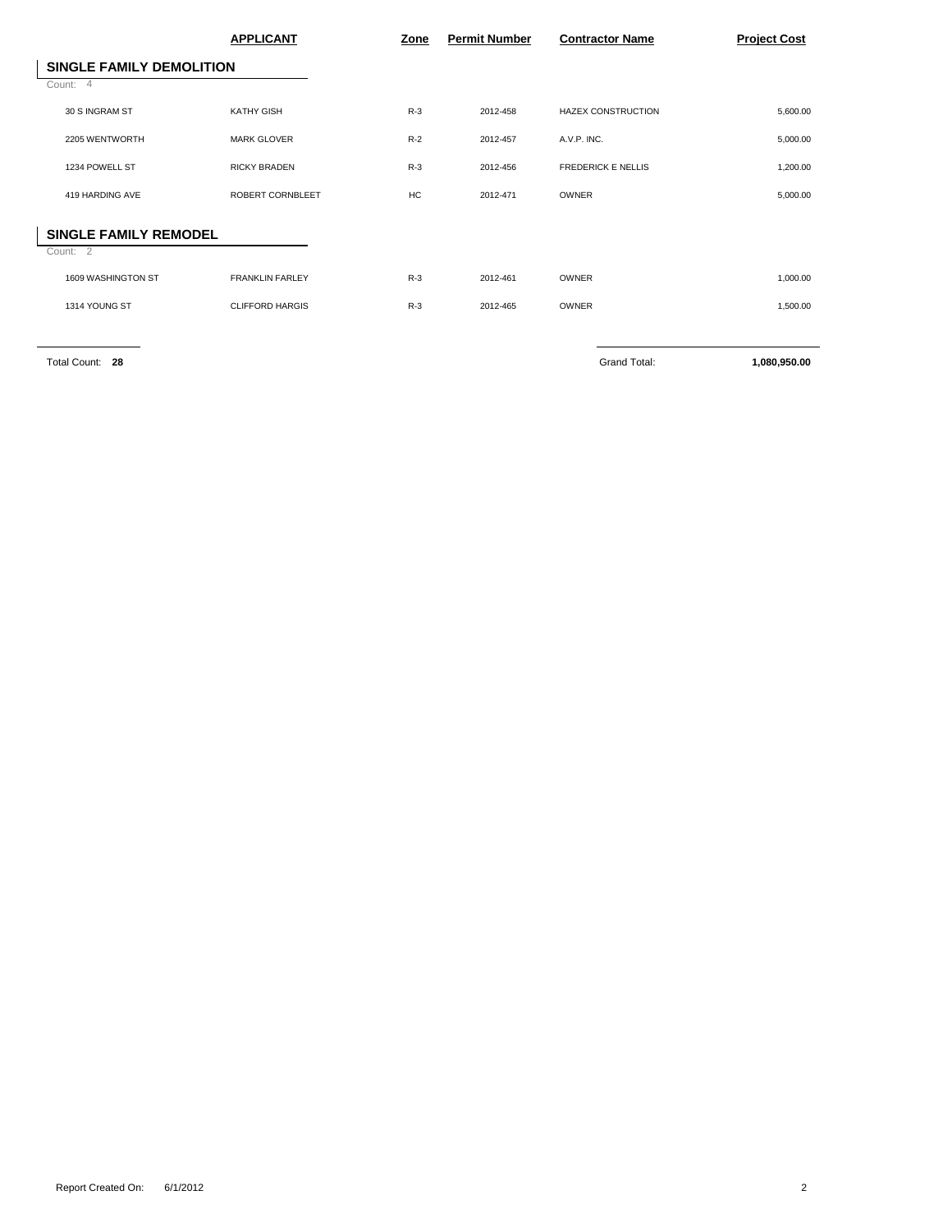| | APPLICANT | Zone | Permit Number | Contractor Name | Project Cost |
|---|---|---|---|---|---|
| **SINGLE FAMILY DEMOLITION** | | | | | |
| Count: 4 | | | | | |
| 30 S INGRAM ST | KATHY GISH | R-3 | 2012-458 | HAZEX CONSTRUCTION | 5,600.00 |
| 2205 WENTWORTH | MARK GLOVER | R-2 | 2012-457 | A.V.P. INC. | 5,000.00 |
| 1234 POWELL ST | RICKY BRADEN | R-3 | 2012-456 | FREDERICK E NELLIS | 1,200.00 |
| 419 HARDING AVE | ROBERT CORNBLEET | HC | 2012-471 | OWNER | 5,000.00 |
| **SINGLE FAMILY REMODEL** | | | | | |
| Count: 2 | | | | | |
| 1609 WASHINGTON ST | FRANKLIN FARLEY | R-3 | 2012-461 | OWNER | 1,000.00 |
| 1314 YOUNG ST | CLIFFORD HARGIS | R-3 | 2012-465 | OWNER | 1,500.00 |

Total Count: **28**

Grand Total: **1,080,950.00**

Report Created On: 6/1/2012